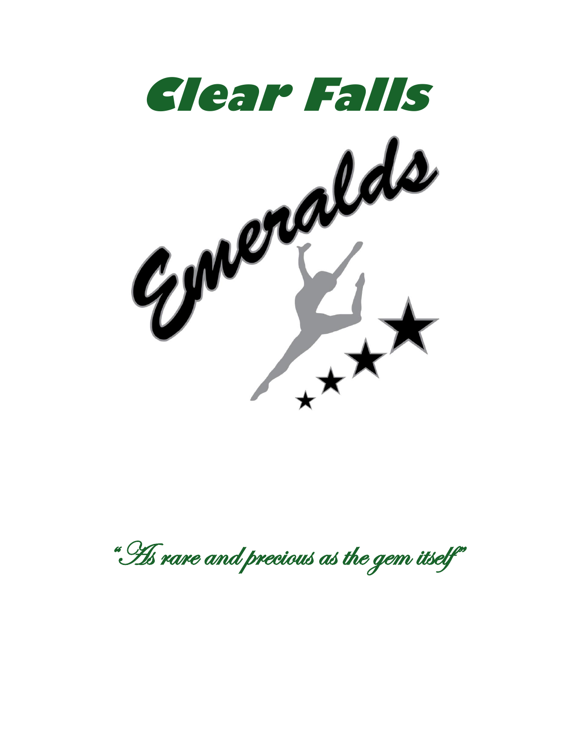# Clear Falls

# Emeralds

*"As rare and precious as the gem itself"*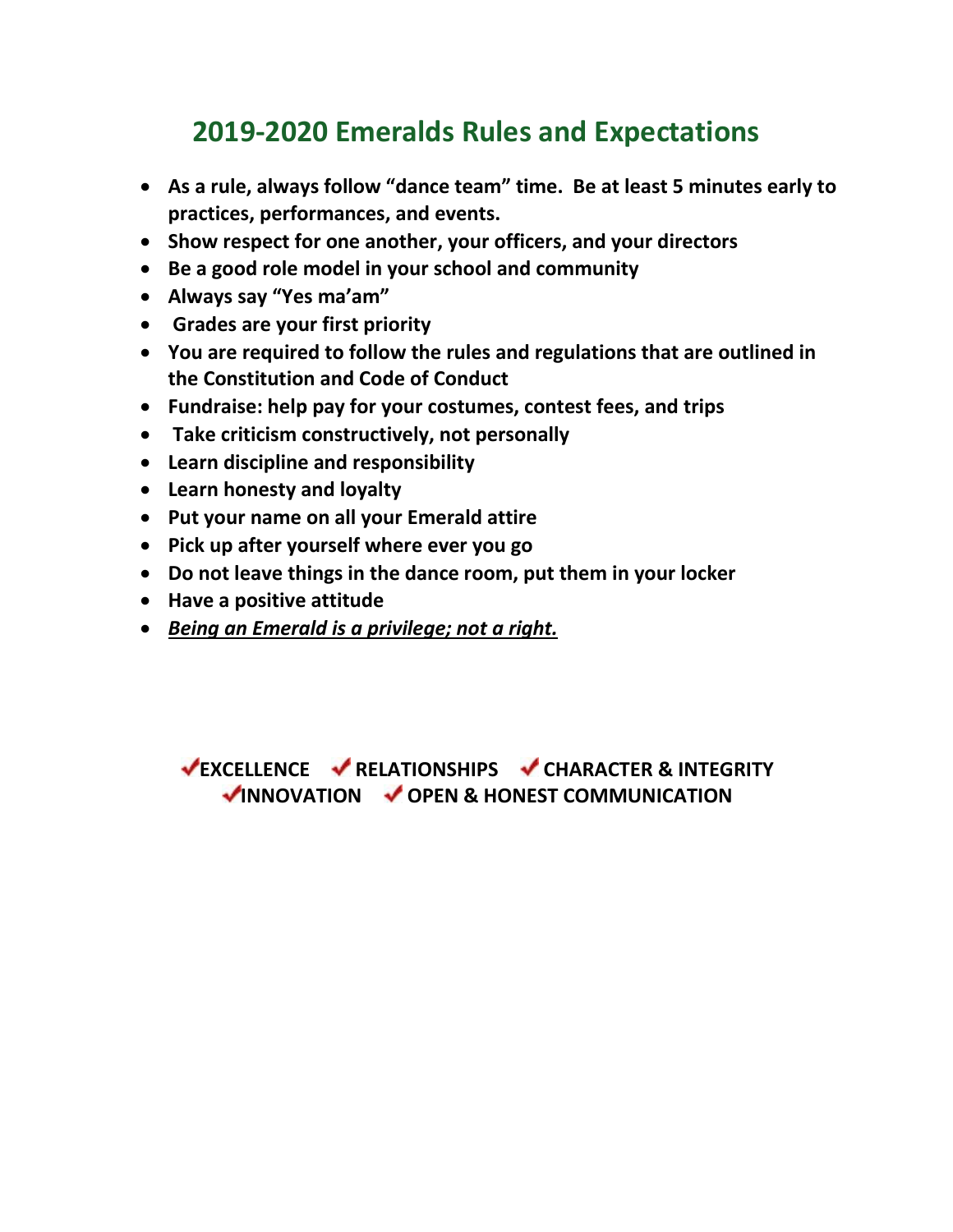# 2019-2020 Emeralds Rules and Expectations

- **As a rule, always follow "dance team" time. Be at least 5 minutes early to practices, performances, and events.**
- **Show respect for one another, your officers, and your directors**
- **Be a good role model in your school and community**
- **Always say "Yes ma'am"**
- **Grades are your first priority**
- **You are required to follow the rules and regulations that are outlined in the Constitution and Code of Conduct**
- **Fundraise: help pay for your costumes, contest fees, and trips**
- **Take criticism constructively, not personally**
- **Learn discipline and responsibility**
- **Learn honesty and loyalty**
- **Put your name on all your Emerald attire**
- **Pick up after yourself where ever you go**
- **Do not leave things in the dance room, put them in your locker**
- **Have a positive attitude**
- ***Being an Emerald is a privilege; not a right.***

**✓EXCELLENCE ✓RELATIONSHIPS ✓CHARACTER & INTEGRITY ✓INNOVATION ✓OPEN & HONEST COMMUNICATION**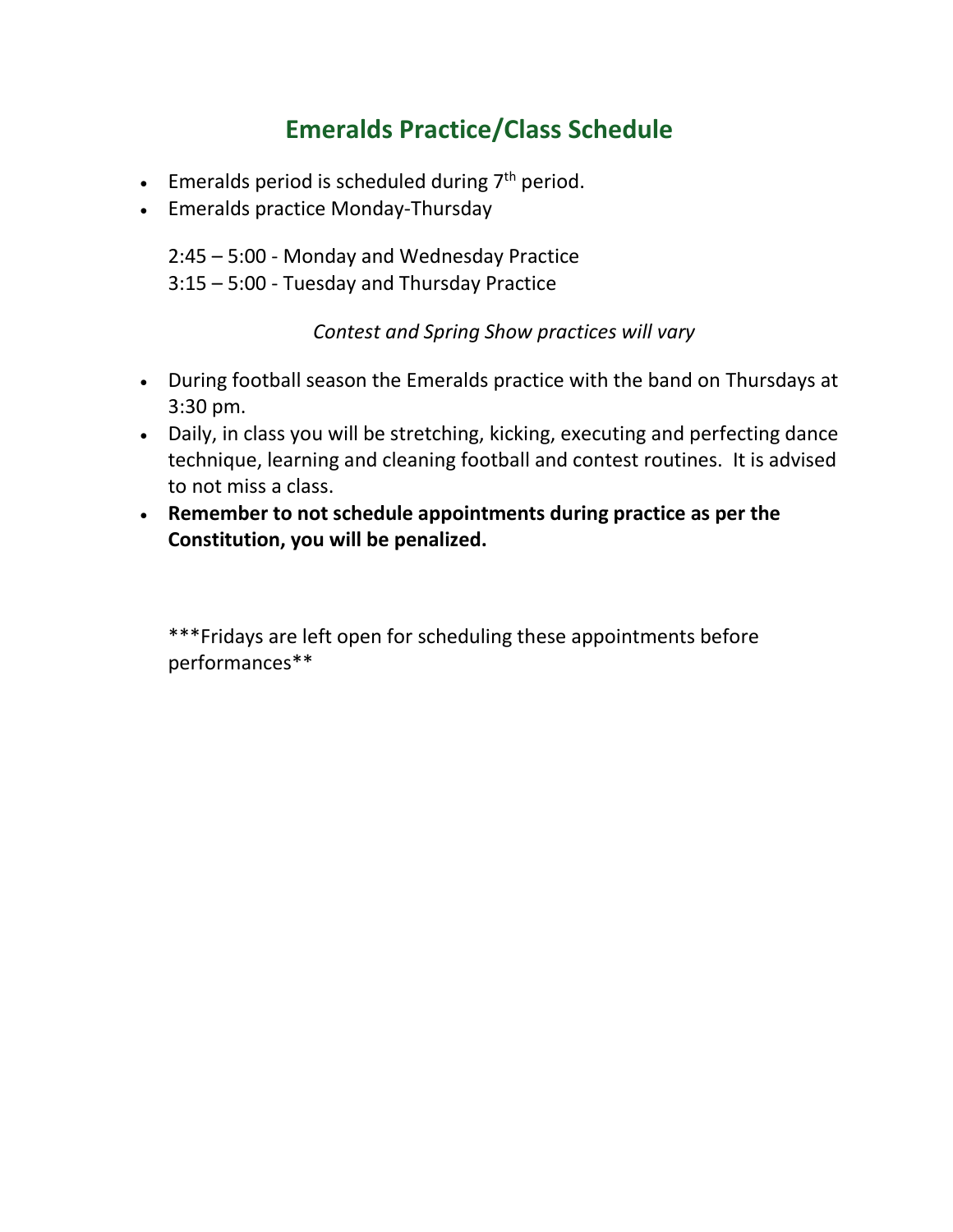# Emeralds Practice/Class Schedule

- Emeralds period is scheduled during 7th period.
- Emeralds practice Monday-Thursday

  2:45 – 5:00 - Monday and Wednesday Practice
  3:15 – 5:00 - Tuesday and Thursday Practice

  *Contest and Spring Show practices will vary*

- During football season the Emeralds practice with the band on Thursdays at 3:30 pm.
- Daily, in class you will be stretching, kicking, executing and perfecting dance technique, learning and cleaning football and contest routines. It is advised to not miss a class.
- **Remember to not schedule appointments during practice as per the Constitution, you will be penalized.**

***Fridays are left open for scheduling these appointments before performances**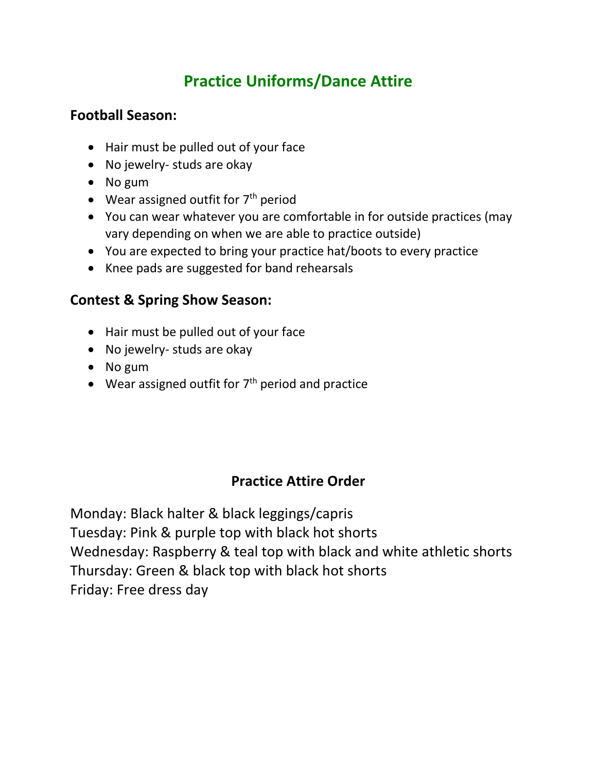# Practice Uniforms/Dance Attire

## Football Season:

- Hair must be pulled out of your face
- No jewelry- studs are okay
- No gum
- Wear assigned outfit for 7th period
- You can wear whatever you are comfortable in for outside practices (may vary depending on when we are able to practice outside)
- You are expected to bring your practice hat/boots to every practice
- Knee pads are suggested for band rehearsals

## Contest & Spring Show Season:

- Hair must be pulled out of your face
- No jewelry- studs are okay
- No gum
- Wear assigned outfit for 7th period and practice

## Practice Attire Order

Monday: Black halter & black leggings/capris
Tuesday: Pink & purple top with black hot shorts
Wednesday: Raspberry & teal top with black and white athletic shorts
Thursday: Green & black top with black hot shorts
Friday: Free dress day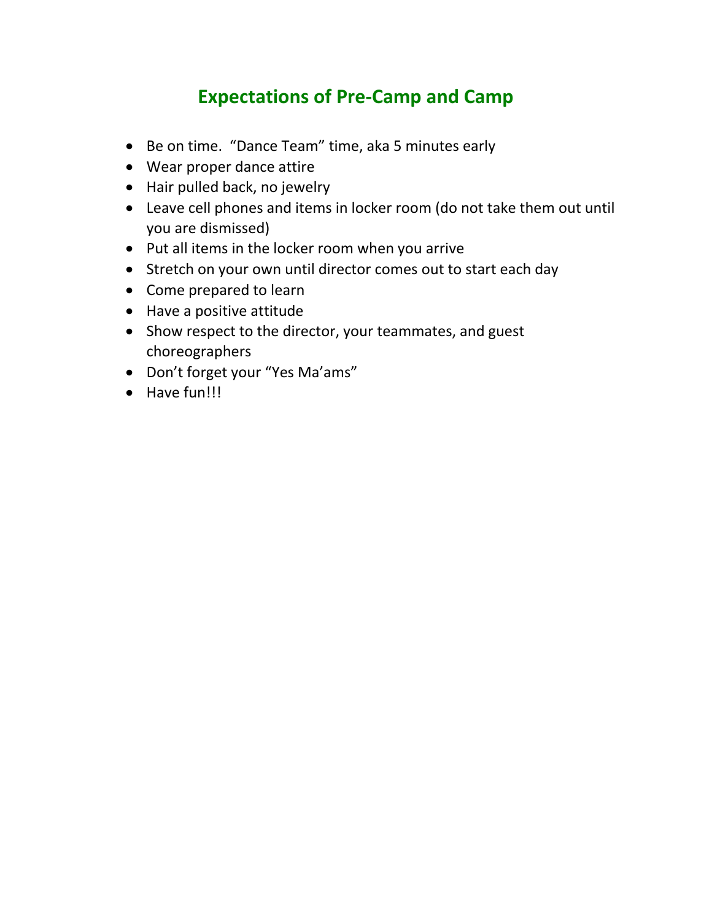# Expectations of Pre-Camp and Camp

- Be on time. "Dance Team" time, aka 5 minutes early
- Wear proper dance attire
- Hair pulled back, no jewelry
- Leave cell phones and items in locker room (do not take them out until you are dismissed)
- Put all items in the locker room when you arrive
- Stretch on your own until director comes out to start each day
- Come prepared to learn
- Have a positive attitude
- Show respect to the director, your teammates, and guest choreographers
- Don't forget your "Yes Ma'ams"
- Have fun!!!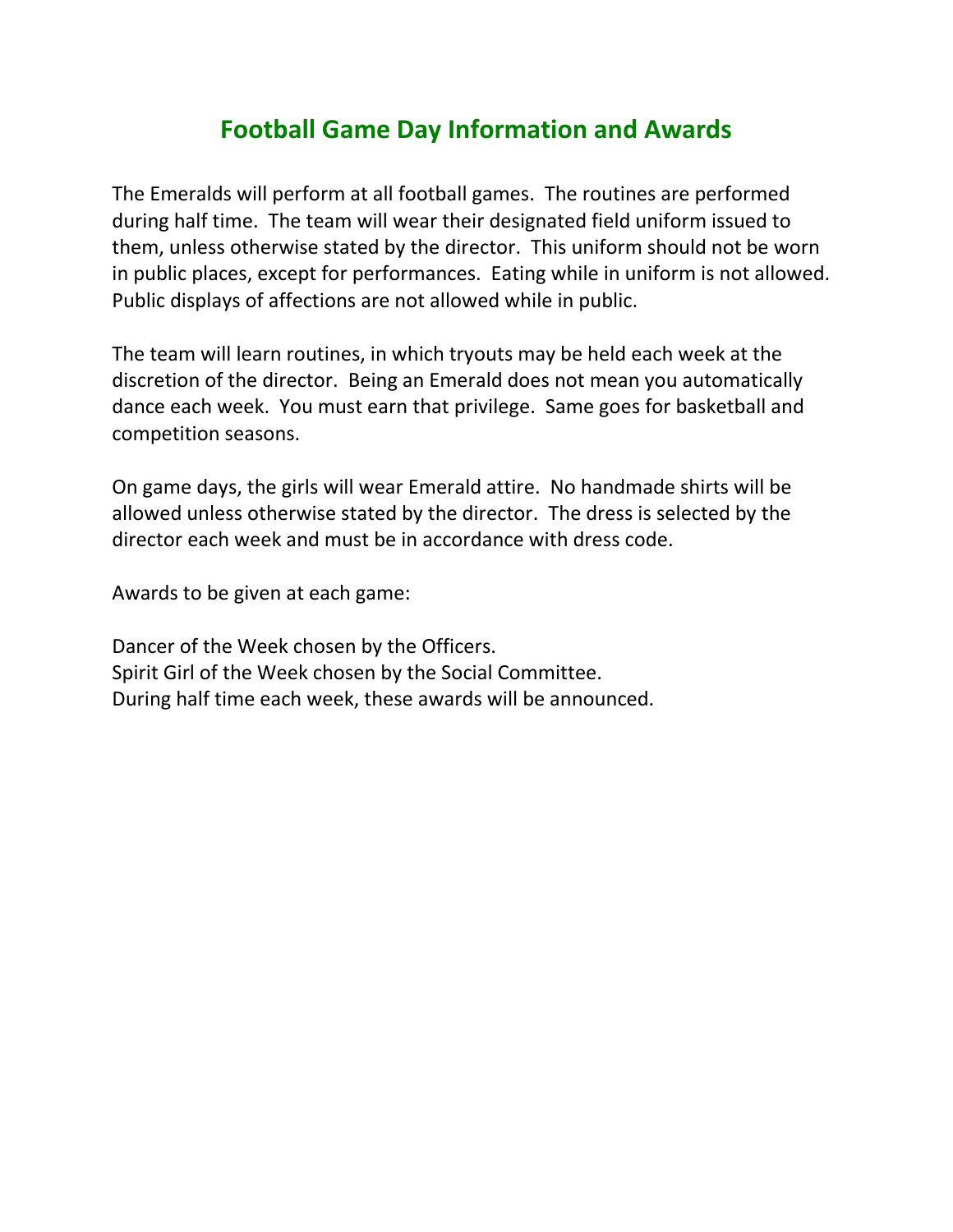# Football Game Day Information and Awards

The Emeralds will perform at all football games. The routines are performed during half time. The team will wear their designated field uniform issued to them, unless otherwise stated by the director. This uniform should not be worn in public places, except for performances. Eating while in uniform is not allowed. Public displays of affections are not allowed while in public.

The team will learn routines, in which tryouts may be held each week at the discretion of the director. Being an Emerald does not mean you automatically dance each week. You must earn that privilege. Same goes for basketball and competition seasons.

On game days, the girls will wear Emerald attire. No handmade shirts will be allowed unless otherwise stated by the director. The dress is selected by the director each week and must be in accordance with dress code.

Awards to be given at each game:

Dancer of the Week chosen by the Officers.
Spirit Girl of the Week chosen by the Social Committee.
During half time each week, these awards will be announced.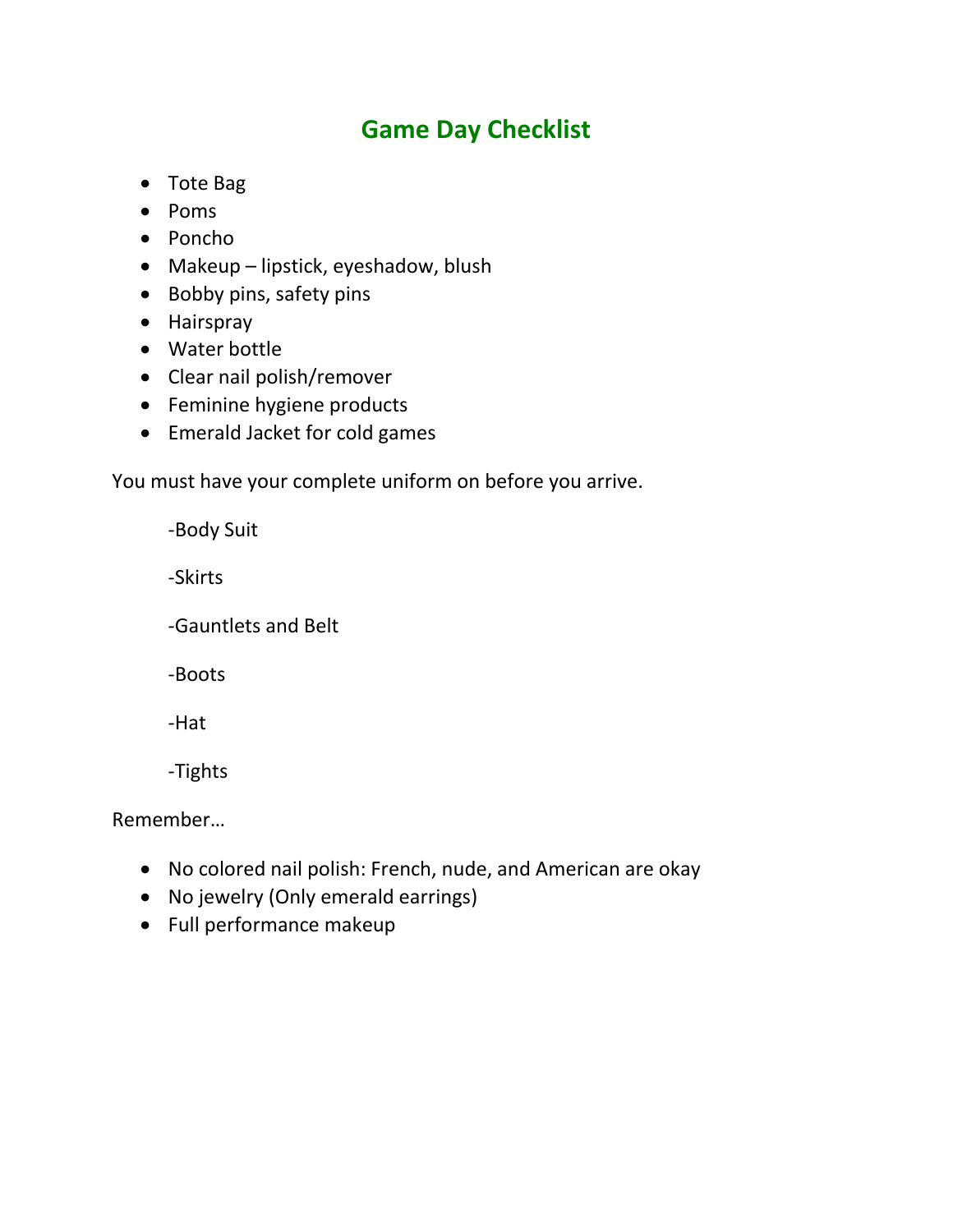# Game Day Checklist

- Tote Bag
- Poms
- Poncho
- Makeup – lipstick, eyeshadow, blush
- Bobby pins, safety pins
- Hairspray
- Water bottle
- Clear nail polish/remover
- Feminine hygiene products
- Emerald Jacket for cold games

You must have your complete uniform on before you arrive.

-Body Suit

-Skirts

-Gauntlets and Belt

-Boots

-Hat

-Tights

Remember…

- No colored nail polish: French, nude, and American are okay
- No jewelry (Only emerald earrings)
- Full performance makeup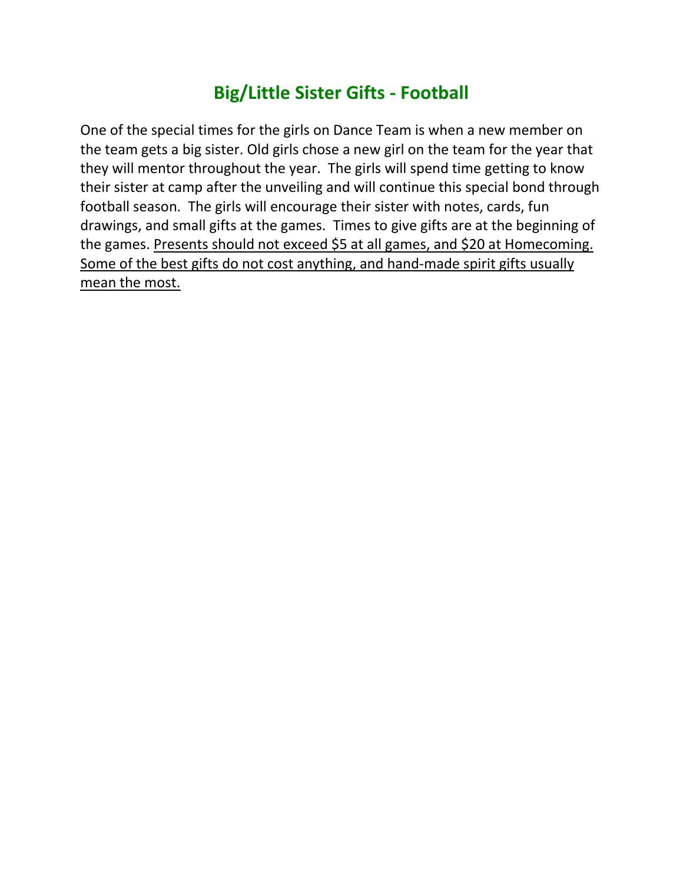## Big/Little Sister Gifts - Football

One of the special times for the girls on Dance Team is when a new member on the team gets a big sister. Old girls chose a new girl on the team for the year that they will mentor throughout the year. The girls will spend time getting to know their sister at camp after the unveiling and will continue this special bond through football season. The girls will encourage their sister with notes, cards, fun drawings, and small gifts at the games. Times to give gifts are at the beginning of the games. <u>Presents should not exceed $5 at all games, and $20 at Homecoming. Some of the best gifts do not cost anything, and hand-made spirit gifts usually mean the most.</u>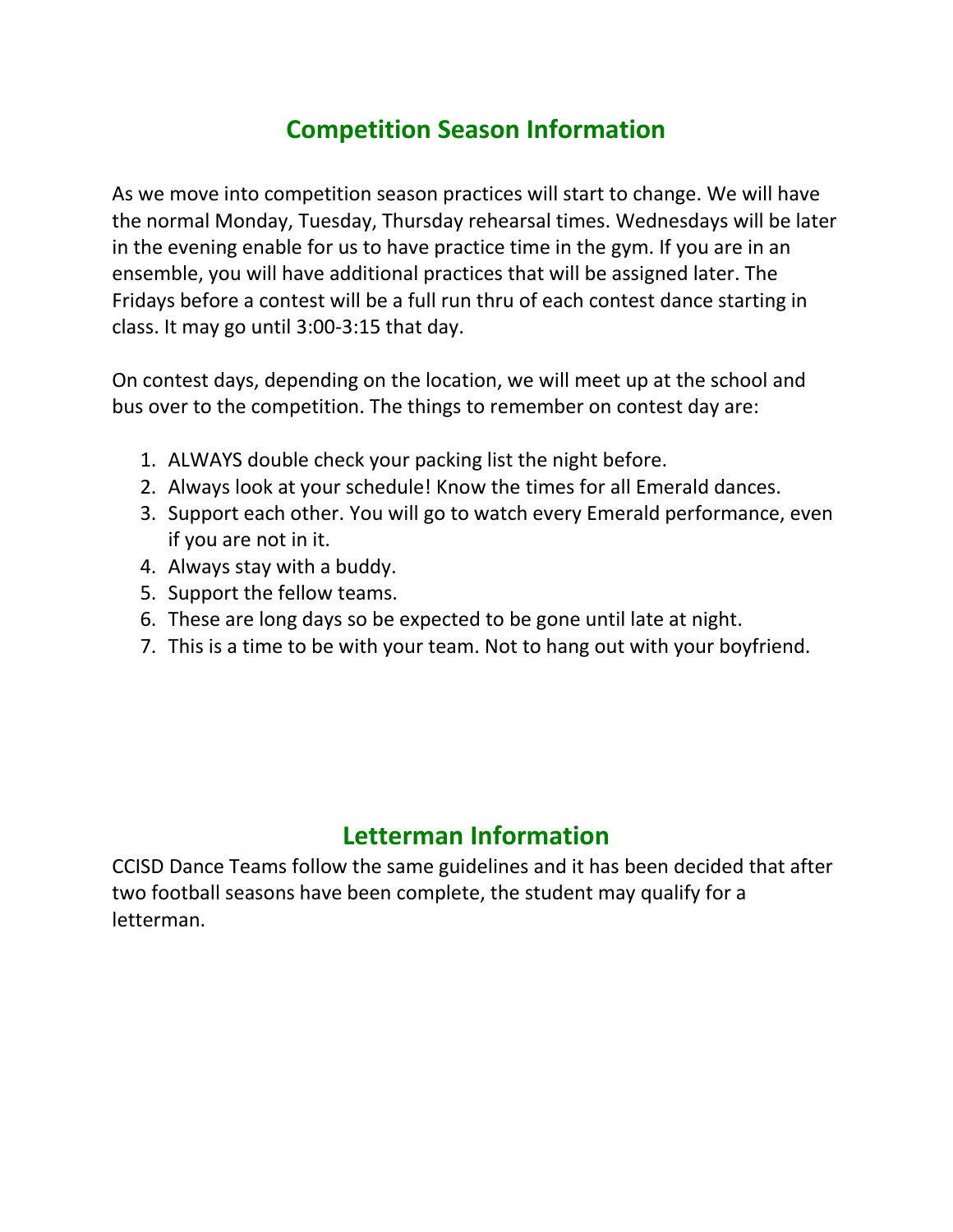## Competition Season Information

As we move into competition season practices will start to change. We will have the normal Monday, Tuesday, Thursday rehearsal times. Wednesdays will be later in the evening enable for us to have practice time in the gym. If you are in an ensemble, you will have additional practices that will be assigned later. The Fridays before a contest will be a full run thru of each contest dance starting in class. It may go until 3:00-3:15 that day.

On contest days, depending on the location, we will meet up at the school and bus over to the competition. The things to remember on contest day are:

1. ALWAYS double check your packing list the night before.
2. Always look at your schedule! Know the times for all Emerald dances.
3. Support each other. You will go to watch every Emerald performance, even if you are not in it.
4. Always stay with a buddy.
5. Support the fellow teams.
6. These are long days so be expected to be gone until late at night.
7. This is a time to be with your team. Not to hang out with your boyfriend.

## Letterman Information

CCISD Dance Teams follow the same guidelines and it has been decided that after two football seasons have been complete, the student may qualify for a letterman.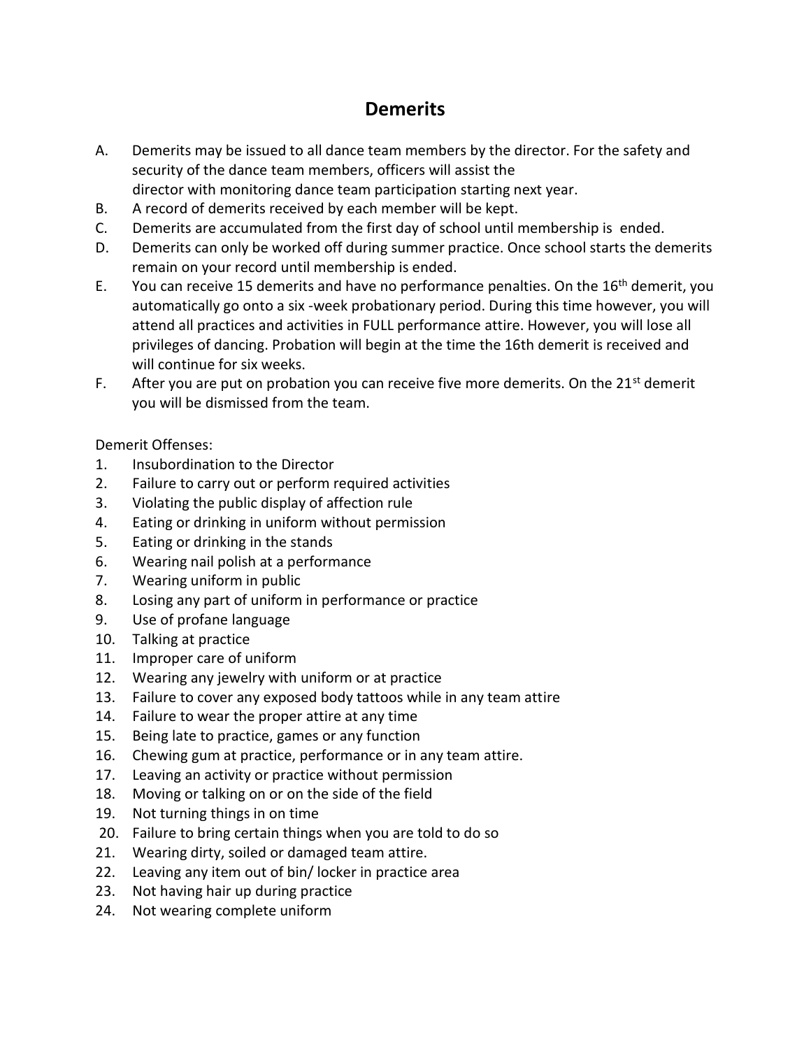# Demerits

A. Demerits may be issued to all dance team members by the director. For the safety and security of the dance team members, officers will assist the director with monitoring dance team participation starting next year.
B. A record of demerits received by each member will be kept.
C. Demerits are accumulated from the first day of school until membership is ended.
D. Demerits can only be worked off during summer practice. Once school starts the demerits remain on your record until membership is ended.
E. You can receive 15 demerits and have no performance penalties. On the 16th demerit, you automatically go onto a six -week probationary period. During this time however, you will attend all practices and activities in FULL performance attire. However, you will lose all privileges of dancing. Probation will begin at the time the 16th demerit is received and will continue for six weeks.
F. After you are put on probation you can receive five more demerits. On the 21st demerit you will be dismissed from the team.

Demerit Offenses:

1. Insubordination to the Director
2. Failure to carry out or perform required activities
3. Violating the public display of affection rule
4. Eating or drinking in uniform without permission
5. Eating or drinking in the stands
6. Wearing nail polish at a performance
7. Wearing uniform in public
8. Losing any part of uniform in performance or practice
9. Use of profane language
10. Talking at practice
11. Improper care of uniform
12. Wearing any jewelry with uniform or at practice
13. Failure to cover any exposed body tattoos while in any team attire
14. Failure to wear the proper attire at any time
15. Being late to practice, games or any function
16. Chewing gum at practice, performance or in any team attire.
17. Leaving an activity or practice without permission
18. Moving or talking on or on the side of the field
19. Not turning things in on time
20. Failure to bring certain things when you are told to do so
21. Wearing dirty, soiled or damaged team attire.
22. Leaving any item out of bin/ locker in practice area
23. Not having hair up during practice
24. Not wearing complete uniform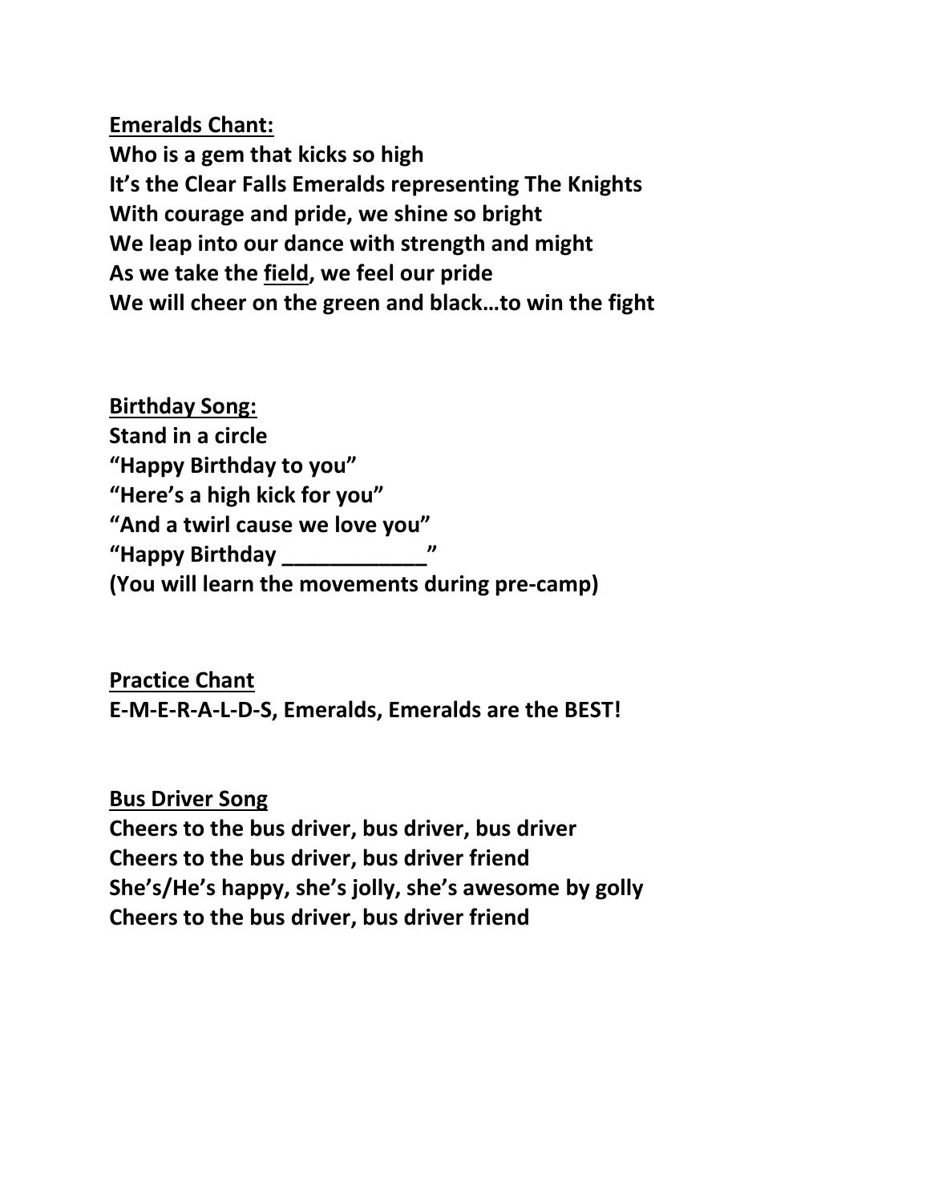**Emeralds Chant:**
**Who is a gem that kicks so high**
**It's the Clear Falls Emeralds representing The Knights**
**With courage and pride, we shine so bright**
**We leap into our dance with strength and might**
**As we take the field, we feel our pride**
**We will cheer on the green and black…to win the fight**

**Birthday Song:**
**Stand in a circle**
**"Happy Birthday to you"**
**"Here's a high kick for you"**
**"And a twirl cause we love you"**
**"Happy Birthday ____________"**
**(You will learn the movements during pre-camp)**

**Practice Chant**
**E-M-E-R-A-L-D-S, Emeralds, Emeralds are the BEST!**

**Bus Driver Song**
**Cheers to the bus driver, bus driver, bus driver**
**Cheers to the bus driver, bus driver friend**
**She's/He's happy, she's jolly, she's awesome by golly**
**Cheers to the bus driver, bus driver friend**